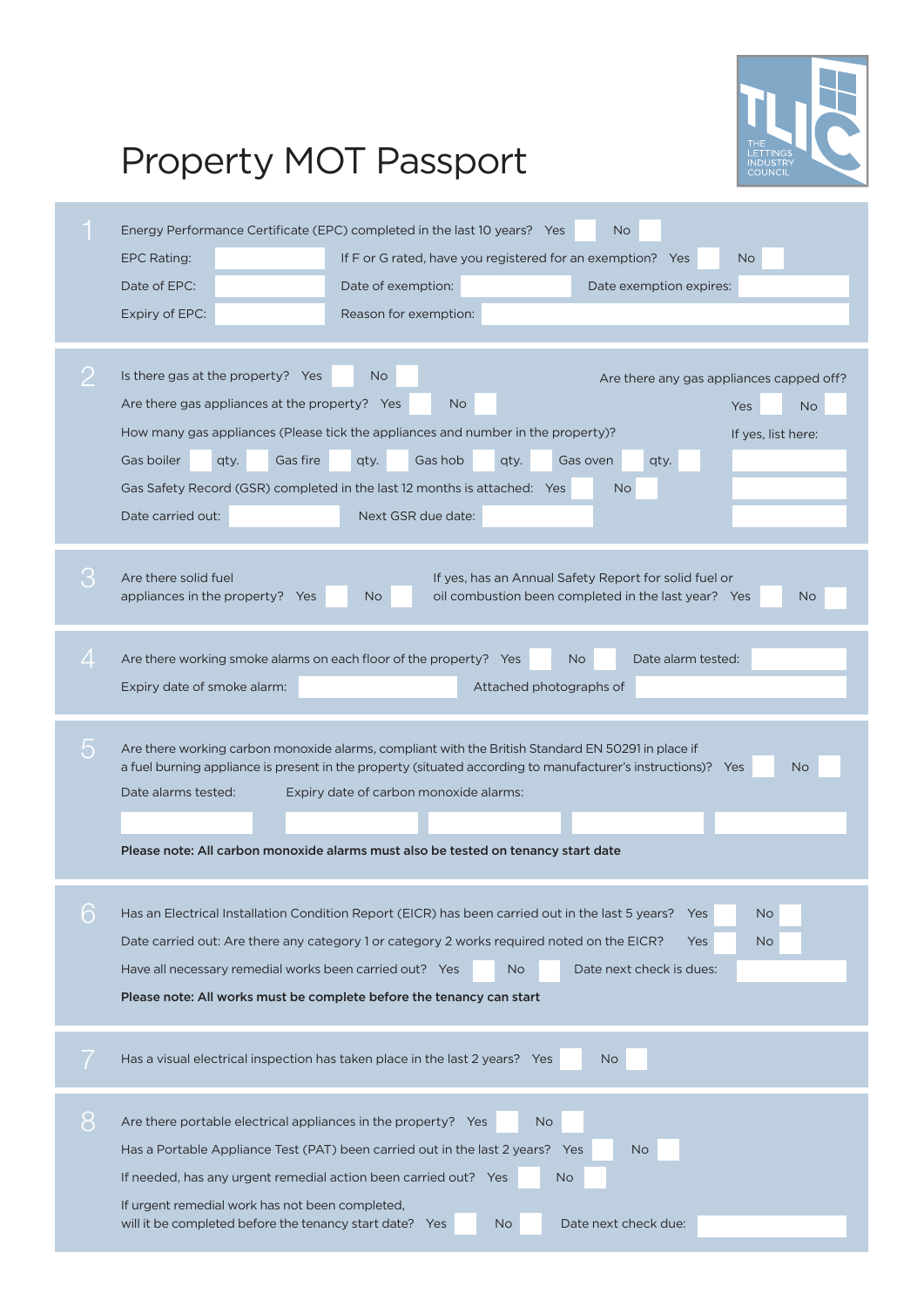# Property MOT Passport

THE LETTINGS INDUSTRY COUNCIL

## 1

Energy Performance Certificate (EPC) completed in the last 10 years? Yes ☐ No ☐

EPC Rating: ______ If F or G rated, have you registered for an exemption? Yes ☐ No ☐

Date of EPC: ______ Date of exemption: ______ Date exemption expires: ______

Expiry of EPC: ______ Reason for exemption: ______

## 2

Is there gas at the property? Yes ☐ No ☐

Are there gas appliances at the property? Yes ☐ No ☐

How many gas appliances (Please tick the appliances and number in the property)?

Gas boiler ☐ qty. ☐ Gas fire ☐ qty. ☐ Gas hob ☐ qty. ☐ Gas oven ☐ qty. ☐

Gas Safety Record (GSR) completed in the last 12 months is attached: Yes ☐ No ☐

Date carried out: ______ Next GSR due date: ______

Are there any gas appliances capped off? Yes ☐ No ☐

If yes, list here: ______

## 3

Are there solid fuel appliances in the property? Yes ☐ No ☐

If yes, has an Annual Safety Report for solid fuel or oil combustion been completed in the last year? Yes ☐ No ☐

## 4

Are there working smoke alarms on each floor of the property? Yes ☐ No ☐ Date alarm tested: ______

Expiry date of smoke alarm: ______ Attached photographs of ______

## 5

Are there working carbon monoxide alarms, compliant with the British Standard EN 50291 in place if a fuel burning appliance is present in the property (situated according to manufacturer's instructions)? Yes ☐ No ☐

Date alarms tested: ______ Expiry date of carbon monoxide alarms: ______

**Please note: All carbon monoxide alarms must also be tested on tenancy start date**

## 6

Has an Electrical Installation Condition Report (EICR) has been carried out in the last 5 years? Yes ☐ No ☐

Date carried out: Are there any category 1 or category 2 works required noted on the EICR? Yes ☐ No ☐

Have all necessary remedial works been carried out? Yes ☐ No ☐ Date next check is dues: ______

**Please note: All works must be complete before the tenancy can start**

## 7

Has a visual electrical inspection has taken place in the last 2 years? Yes ☐ No ☐

## 8

Are there portable electrical appliances in the property? Yes ☐ No ☐

Has a Portable Appliance Test (PAT) been carried out in the last 2 years? Yes ☐ No ☐

If needed, has any urgent remedial action been carried out? Yes ☐ No ☐

If urgent remedial work has not been completed, will it be completed before the tenancy start date? Yes ☐ No ☐ Date next check due: ______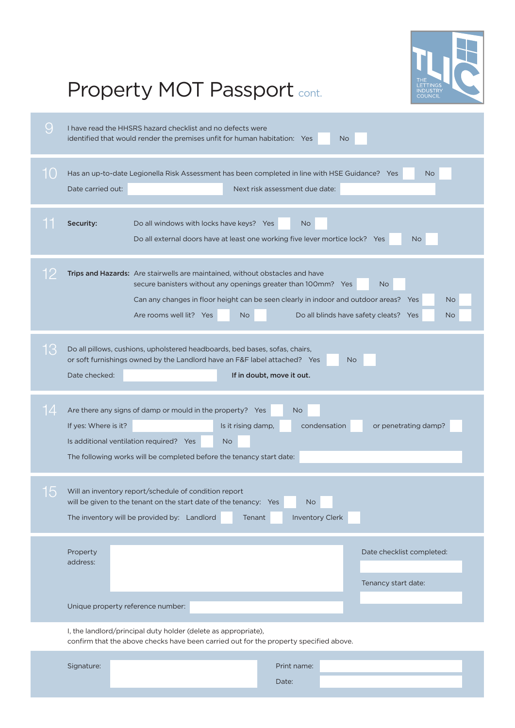# Property MOT Passport cont.

**9** I have read the HHSRS hazard checklist and no defects were identified that would render the premises unfit for human habitation: Yes ☐ No ☐

**10** Has an up-to-date Legionella Risk Assessment has been completed in line with HSE Guidance? Yes ☐ No ☐

Date carried out: ____________ Next risk assessment due date: ____________

**11** **Security:** Do all windows with locks have keys? Yes ☐ No ☐

Do all external doors have at least one working five lever mortice lock? Yes ☐ No ☐

**12** **Trips and Hazards:** Are stairwells are maintained, without obstacles and have secure banisters without any openings greater than 100mm? Yes ☐ No ☐

Can any changes in floor height can be seen clearly in indoor and outdoor areas? Yes ☐ No ☐

Are rooms well lit? Yes ☐ No ☐ Do all blinds have safety cleats? Yes ☐ No ☐

**13** Do all pillows, cushions, upholstered headboards, bed bases, sofas, chairs, or soft furnishings owned by the Landlord have an F&F label attached? Yes ☐ No ☐

Date checked: ____________ **If in doubt, move it out.**

**14** Are there any signs of damp or mould in the property? Yes ☐ No ☐

If yes: Where is it? ____________ Is it rising damp, ☐ condensation ☐ or penetrating damp? ☐

Is additional ventilation required? Yes ☐ No ☐

The following works will be completed before the tenancy start date: ____________

**15** Will an inventory report/schedule of condition report will be given to the tenant on the start date of the tenancy: Yes ☐ No ☐

The inventory will be provided by: Landlord ☐ Tenant ☐ Inventory Clerk ☐

Property address: ____________

Date checklist completed: ____________

Tenancy start date: ____________

Unique property reference number: ____________

I, the landlord/principal duty holder (delete as appropriate), confirm that the above checks have been carried out for the property specified above.

Signature: ____________ Print name: ____________

Date: ____________